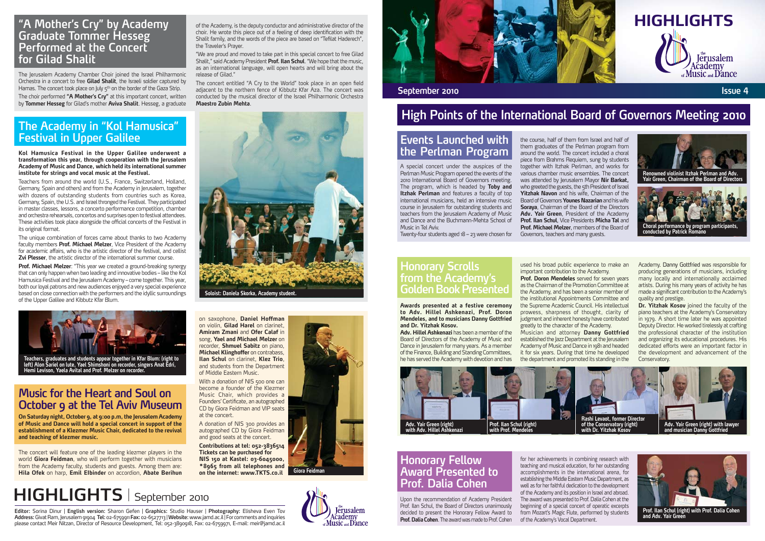# HIGHLIGHTS

September 2010 | Issue 4

## "A Mother's Cry" by Academy Graduate Tommer Hesseg Performed at the Concert for Gilad Shalit

The Jerusalem Academy Chamber Choir joined the Israel Philharmonic Orchestra in a concert to free **Gilad Shalit**, the Israeli soldier captured by Hamas. The concert took place on July 5th on the border of the Gaza Strip.

The choir performed **"A Mother's Cry"** at this important concert, written by **Tommer Hesseg** for Gilad's mother **Aviva Shalit**. Hesseg, a graduate of the Academy, is the deputy conductor and administrative director of the choir. He wrote this piece out of a feeling of deep identification with the Shalit family, and the words of the piece are based on "Tefilat Haderech", the Traveler's Prayer.

"We are proud and moved to take part in this special concert to free Gilad Shalit," said Academy President **Prof. Ilan Schul**. "We hope that the music, as an international language, will open hearts and will bring about the release of Gilad."

The concert entitled "A Cry to the World" took place in an open field adjacent to the northern fence of Kibbutz Kfar Aza. The concert was conducted by the musical director of the Israel Philharmonic Orchestra **Maestro Zubin Mehta**.

Soloist: Daniela Skorka, Academy student.

## The Academy in "Kol Hamusica" Festival in Upper Galilee

**Kol Hamusica Festival in the Upper Galilee underwent a transformation this year, through cooperation with the Jerusalem Academy of Music and Dance, which held its international summer institute for strings and vocal music at the Festival.**

Teachers from around the world (U.S., France, Switzerland, Holland, Germany, Spain and others) and from the Academy in Jerusalem, together with dozens of outstanding students from countries such as Korea, Germany, Spain, the U.S. and Israel thronged the Festival. They participated in master classes, lessons, a concerto performance competition, chamber and orchestra rehearsals, concertos and surprises open to festival attendees. These activities took place alongside the official concerts of the Festival in its original format.

The unique combination of forces came about thanks to two Academy faculty members **Prof. Michael Melzer**, Vice President of the Academy for academic affairs, who is the artistic director of the festival, and cellist **Zvi Plesser**, the artistic director of the international summer course.

**Prof. Michael Melzer**: "This year we created a ground-breaking synergy that can only happen when two leading and innovative bodies – like the Kol Hamusica Festival and the Jerusalem Academy – come together. This year, both our loyal patrons and new audiences enjoyed a very special experience based on close connection with the performers and the idyllic surroundings of the Upper Galilee and Kibbutz Kfar Blum."

Teachers, graduates and students appear together in Kfar Blum: (right to left) Alon Sariel on lute, Yael Shimshoni on recorder, singers Anat Edri, Hemi Levison, Yaela Avital and Prof. Melzer on recorder.

## Music for the Heart and Soul on October 9 at the Tel Aviv Museum

**On Saturday night, October 9, at 9:00 p.m, the Jerusalem Academy of Music and Dance will hold a special concert in support of the establishment of a Klezmer Music Chair, dedicated to the revival and teaching of klezmer music.**

The concert will feature one of the leading klezmer players in the world **Giora Feidman**, who will perform together with musicians from the Academy faculty, students and guests. Among them are: **Hila Ofek** on harp, **Emil Elbinder** on accordion, **Abate Berihun** on saxophone, **Daniel Hoffman** on violin, **Gilad Harel** on clarinet, **Amiram Zmani** and **Ofer Calaf** in song, **Yael and Michael Melzer** on recorder, **Shmuel Sabitz** on piano, **Michael Klinghoffer** on contrabass, **Ilan Schul** on clarinet, **Klez Trio**, and students from the Department of Middle Eastern Music.

With a donation of NIS 500 one can become a founder of the Klezmer Music Chair, which provides a Founders' Certificate, an autographed CD by Giora Feidman and VIP seats at the concert.

A donation of NIS 300 provides an autographed CD by Giora Feidman and good seats at the concert.

**Contributions at tel: 052-3836514**
**Tickets can be purchased for NIS 150 at Kastel: 03-6045000, \*8965 from all telephones and on the internet: www.TKTS.co.il**

Giora Feidman

**Editor:** Sorina Dinur | **English version:** Sharon Gefen | **Graphics:** Studio Hauser | **Photography:** Elisheva Even Tov
**Address:** Givat Ram, Jerusalem 91904 **Tel:** 02-6759911 **Fax:** 02-6527713 | **Website:** www.jamd.ac.il | For comments and inquiries please contact Meir Nitzan, Director of Resource Development, Tel: 052-3890918, Fax: 02-6759971, E-mail: meir@jamd.ac.il

## High Points of the International Board of Governors Meeting 2010

### Events Launched with the Perlman Program

A special concert under the auspices of the Perlman Music Program opened the events of the 2010 International Board of Governors meeting. The program, which is headed by **Toby and Itzhak Perlman** and features a faculty of top international musicians, held an intensive music course in Jerusalem for outstanding students and teachers from the Jerusalem Academy of Music and Dance and the Buchmann-Mehta School of Music in Tel Aviv.

Twenty-four students aged 18 – 23 were chosen for the course, half of them from Israel and half of them graduates of the Perlman program from around the world. The concert included a choral piece from Brahms Requiem, sung by students together with Itzhak Perlman, and works for various chamber music ensembles. The concert was attended by Jerusalem Mayor **Nir Barkat**, who greeted the guests, the 5th President of Israel **Yitzhak Navon** and his wife, Chairman of the Board of Governors **Younes Nazarian** and his wife **Soraya**, Chairman of the Board of the Directors **Adv. Yair Green**, President of the Academy **Prof. Ilan Schul**, Vice Presidents **Micha Tal** and **Prof. Michael Melzer**, members of the Board of Governors, teachers and many guests.

Renowned violinist Itzhak Perlman and Adv. Yair Green, Chairman of the Board of Directors

Choral performance by program participants, conducted by Patrick Romano

### Honorary Scrolls from the Academy's Golden Book Presented

**Awards presented at a festive ceremony to Adv. Hillel Ashkenazi, Prof. Doron Mendeles, and to musicians Danny Gottfried and Dr. Yitzhak Kosov.**

**Adv. Hillel Ashkenazi** has been a member of the Board of Directors of the Academy of Music and Dance in Jerusalem for many years. As a member of the Finance, Building and Standing Committees, he has served the Academy with devotion and has used his broad public experience to make an important contribution to the Academy.

**Prof. Doron Mendeles** served for seven years as the Chairman of the Promotion Committee at the Academy, and has been a senior member of the institutional Appointments Committee and the Supreme Academic Council. His intellectual prowess, sharpness of thought, clarity of judgment and inherent honesty have contributed greatly to the character of the Academy.

Musician and attorney **Danny Gottfried** established the Jazz Department at the Jerusalem Academy of Music and Dance in 1981 and headed it for six years. During that time he developed the department and promoted its standing in the Academy. Danny Gottfried was responsible for producing generations of musicians, including many locally and internationally acclaimed artists. During his many years of activity he has made a significant contribution to the Academy's quality and prestige.

**Dr. Yitzhak Kosov** joined the faculty of the piano teachers at the Academy's Conservatory in 1979. A short time later he was appointed Deputy Director. He worked tirelessly at crafting the professional character of the institution and organizing its educational procedures. His dedicated efforts were an important factor in the development and advancement of the Conservatory.

Adv. Yair Green (right) with Adv. Hillel Ashkenazi

Prof. Ilan Schul (right) with Prof. Mendeles

Rashi Levaot, former Director of the Conservatory (right) with Dr. Yitzhak Kosov

Adv. Yair Green (right) with lawyer and musician Danny Gottfried

### Honorary Fellow Award Presented to Prof. Dalia Cohen

Upon the recommendation of Academy President Prof. Ilan Schul, the Board of Directors unanimously decided to present the Honorary Fellow Award to **Prof. Dalia Cohen**. The award was made to Prof. Cohen for her achievements in combining research with teaching and musical education, for her outstanding accomplishments in the international arena, for establishing the Middle Eastern Music Department, as well as for her faithful dedication to the development of the Academy and its position in Israel and abroad. The award was presented to Prof. Dalia Cohen at the beginning of a special concert of operatic excerpts from Mozart's Magic Flute, performed by students of the Academy's Vocal Department.

Prof. Ilan Schul (right) with Prof. Dalia Cohen and Adv. Yair Green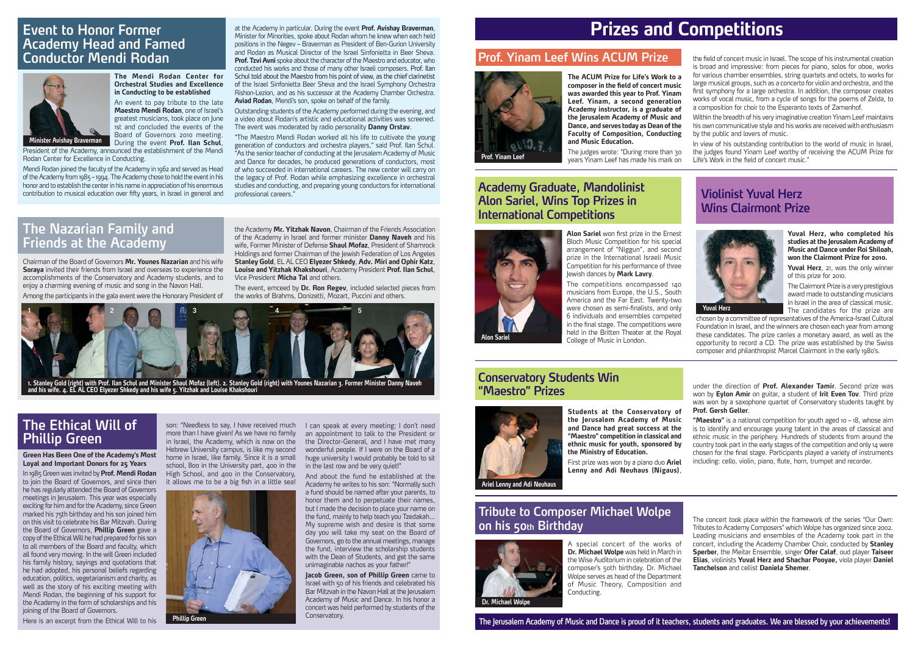## Event to Honor Former Academy Head and Famed Conductor Mendi Rodan

Minister Avishay Braverman

**The Mendi Rodan Center for Orchestral Studies and Excellence in Conducting to be established**

An event to pay tribute to the late **Maestro Mendi Rodan**, one of Israel's greatest musicians, took place on June 1st and concluded the events of the Board of Governors 2010 meeting. During the event **Prof. Ilan Schul**, President of the Academy, announced the establishment of the Mendi Rodan Center for Excellence in Conducting.

Mendi Rodan joined the faculty of the Academy in 1962 and served as Head of the Academy from 1985–1994. The Academy chose to hold the event in his honor and to establish the center in his name in appreciation of his enormous contribution to musical education over fifty years, in Israel in general and at the Academy in particular. During the event **Prof. Avishay Braverman**, Minister for Minorities, spoke about Rodan whom he knew when each held positions in the Negev – Braverman as President of Ben-Gurion University and Rodan as Musical Director of the Israel Sinfonietta in Beer Sheva. **Prof. Tzvi Avni** spoke about the character of the Maestro and educator, who conducted his works and those of many other Israeli composers. Prof. Ilan Schul told about the Maestro from his point of view, as the chief clarinetist of the Israel Sinfonietta Beer Sheva and the Israel Symphony Orchestra Rishon-Lezion, and as his successor at the Academy Chamber Orchestra. **Aviad Rodan**, Mendi's son, spoke on behalf of the family.

Outstanding students of the Academy performed during the evening, and a video about Rodan's artistic and educational activities was screened. The event was moderated by radio personality **Danny Orstav**.

"The Maestro Mendi Rodan worked all his life to cultivate the young generation of conductors and orchestra players," said Prof. Ilan Schul. "As the senior teacher of conducting at the Jerusalem Academy of Music and Dance for decades, he produced generations of conductors, most of who succeeded in international careers. The new center will carry on the legacy of Prof. Rodan while emphasizing excellence in orchestral studies and conducting, and preparing young conductors for international professional careers."

## The Nazarian Family and Friends at the Academy

Chairman of the Board of Governors **Mr. Younes Nazarian** and his wife **Soraya** invited their friends from Israel and overseas to experience the accomplishments of the Conservatory and Academy students, and to enjoy a charming evening of music and song in the Navon Hall.

Among the participants in the gala event were the Honorary President of the Academy **Mr. Yitzhak Navon**, Chairman of the Friends Association of the Academy in Israel and former minister **Danny Naveh** and his wife, Former Minister of Defense **Shaul Mofaz**, President of Shamrock Holdings and former Chairman of the Jewish Federation of Los Angeles **Stanley Gold**, EL AL CEO **Elyezer Shkedy**, **Adv. Miri and Ophir Katz**, **Louise and Yitzhak Khakshouri**, Academy President **Prof. Ilan Schul**, Vice President **Micha Tal** and others.

The event, emceed by **Dr. Ron Regev**, included selected pieces from the works of Brahms, Donizetti, Mozart, Puccini and others.

1. Stanley Gold (right) with Prof. Ilan Schul and Minister Shaul Mofaz (left). 2. Stanley Gold (right) with Younes Nazarian 3. Former Minister Danny Naveh and his wife. 4. EL AL CEO Elyezer Shkedy and his wife 5. Yitzhak and Louise Khakshouri

## The Ethical Will of Phillip Green

**Green Has Been One of the Academy's Most Loyal and Important Donors for 25 Years**

In 1985 Green was invited by **Prof. Mendi Rodan** to join the Board of Governors, and since then he has regularly attended the Board of Governors meetings in Jerusalem. This year was especially exciting for him and for the Academy, since Green marked his 75th birthday and his son joined him on this visit to celebrate his Bar Mitzvah. During the Board of Governors, **Phillip Green** gave a copy of the Ethical Will he had prepared for his son to all members of the Board and faculty, which all found very moving. In the will Green included his family history, sayings and quotations that he had adopted, his personal beliefs regarding education, politics, vegetarianism and charity, as well as the story of his exciting meeting with Mendi Rodan, the beginning of his support for the Academy in the form of scholarships and his joining of the Board of Governors.

Here is an excerpt from the Ethical Will to his son: "Needless to say, I have received much more than I have given! As we have no family in Israel, the Academy, which is now on the Hebrew University campus, is like my second home in Israel, like family. Since it is a small school, 800 in the University part, 400 in the High School, and 400 in the Conservatory, it allows me to be a big fish in a little sea! I can speak at every meeting; I don't need an appointment to talk to the President or the Director-General, and I have met many wonderful people. If I were on the Board of a huge university I would probably be told to sit in the last row and be very quiet!"

Phillip Green

And about the fund he established at the Academy he writes to his son: "Normally such a fund should be named after your parents, to honor them and to perpetuate their names, but I made the decision to place your name on the fund, mainly to help teach you Tzedakah... My supreme wish and desire is that some day you will take my seat on the Board of Governors, go to the annual meetings, manage the fund, interview the scholarship students with the Dean of Students, and get the same unimaginable nachos as your father!"

**Jacob Green, son of Phillip Green** came to Israel with 50 of his friends and celebrated his Bar Mitzvah in the Navon Hall at the Jerusalem Academy of Music and Dance. In his honor a concert was held performed by students of the Conservatory.

# Prizes and Competitions

## Prof. Yinam Leef Wins ACUM Prize

Prof. Yinam Leef

**The ACUM Prize for Life's Work to a composer in the field of concert music was awarded this year to Prof. Yinam Leef. Yinam, a second generation Academy instructor, is a graduate of the Jerusalem Academy of Music and Dance, and serves today as Dean of the Faculty of Composition, Conducting and Music Education.**

The judges wrote: "During more than 30 years Yinam Leef has made his mark on the field of concert music in Israel. The scope of his instrumental creation is broad and impressive: from pieces for piano, solos for oboe, works for various chamber ensembles, string quartets and octets, to works for large musical groups, such as a concerto for violin and orchestra, and the first symphony for a large orchestra. In addition, the composer creates works of vocal music, from a cycle of songs for the poems of Zelda, to a composition for choir to the Esperanto texts of Zamenhof.

Within the breadth of his very imaginative creation Yinam Leef maintains his own communicative style and his works are received with enthusiasm by the public and lovers of music.

In view of his outstanding contribution to the world of music in Israel, the judges found Yinam Leef worthy of receiving the ACUM Prize for Life's Work in the field of concert music."

## Academy Graduate, Mandolinist Alon Sariel, Wins Top Prizes in International Competitions

Alon Sariel

**Alon Sariel** won first prize in the Ernest Bloch Music Competition for his special arrangement of "Niggun", and second prize in the International Israeli Music Competition for his performance of three Jewish dances by **Mark Lavry**.

The competitions encompassed 140 musicians from Europe, the U.S., South America and the Far East. Twenty-two were chosen as semi-finalists, and only 6 individuals and ensembles competed in the final stage. The competitions were held in the Britten Theater at the Royal College of Music in London.

## Violinist Yuval Herz Wins Clairmont Prize

Yuval Herz

**Yuval Herz, who completed his studies at the Jerusalem Academy of Music and Dance under Roi Shiloah, won the Clairmont Prize for 2010.**

**Yuval Herz**, 21, was the only winner of this prize for 2010.

The Clairmont Prize is a very prestigious award made to outstanding musicians in Israel in the area of classical music. The candidates for the prize are chosen by a committee of representatives of the America-Israel Cultural Foundation in Israel, and the winners are chosen each year from among these candidates. The prize carries a monetary award, as well as the opportunity to record a CD. The prize was established by the Swiss composer and philanthropist Marcel Clairmont in the early 1980's.

## Conservatory Students Win "Maestro" Prizes

Ariel Lenny and Adi Neuhaus

**Students at the Conservatory of the Jerusalem Academy of Music and Dance had great success at the "Maestro" competition in classical and ethnic music for youth, sponsored by the Ministry of Education.**

First prize was won by a piano duo **Ariel Lenny and Adi Neuhaus (Nigaus)**, under the direction of **Prof. Alexander Tamir**. Second prize was won by **Eylon Amir** on guitar, a student of **Irit Even Tov**. Third prize was won by a saxophone quartet of Conservatory students taught by **Prof. Gersh Geller**.

**"Maestro"** is a national competition for youth aged 10–18, whose aim is to identify and encourage young talent in the areas of classical and ethnic music in the periphery. Hundreds of students from around the country took part in the early stages of the competition and only 14 were chosen for the final stage. Participants played a variety of instruments including: cello, violin, piano, flute, horn, trumpet and recorder.

## Tribute to Composer Michael Wolpe on his 50th Birthday

Dr. Michael Wolpe

A special concert of the works of **Dr. Michael Wolpe** was held in March in the Wise Auditorium in celebration of the composer's 50th birthday. Dr. Michael Wolpe serves as head of the Department of Music Theory, Composition and Conducting.

The concert took place within the framework of the series "Our Own: Tributes to Academy Composers" which Wolpe has organized since 2002. Leading musicians and ensembles of the Academy took part in the concert, including the Academy Chamber Choir, conducted by **Stanley Sperber**, the Meitar Ensemble, singer **Ofer Calaf**, oud player **Taiseer Elias**, violinists **Yuval Herz and Shachar Pooyae,** viola player **Daniel Tanchelson** and cellist **Daniela Shemer**.

**The Jerusalem Academy of Music and Dance is proud of it teachers, students and graduates. We are blessed by your achievements!**